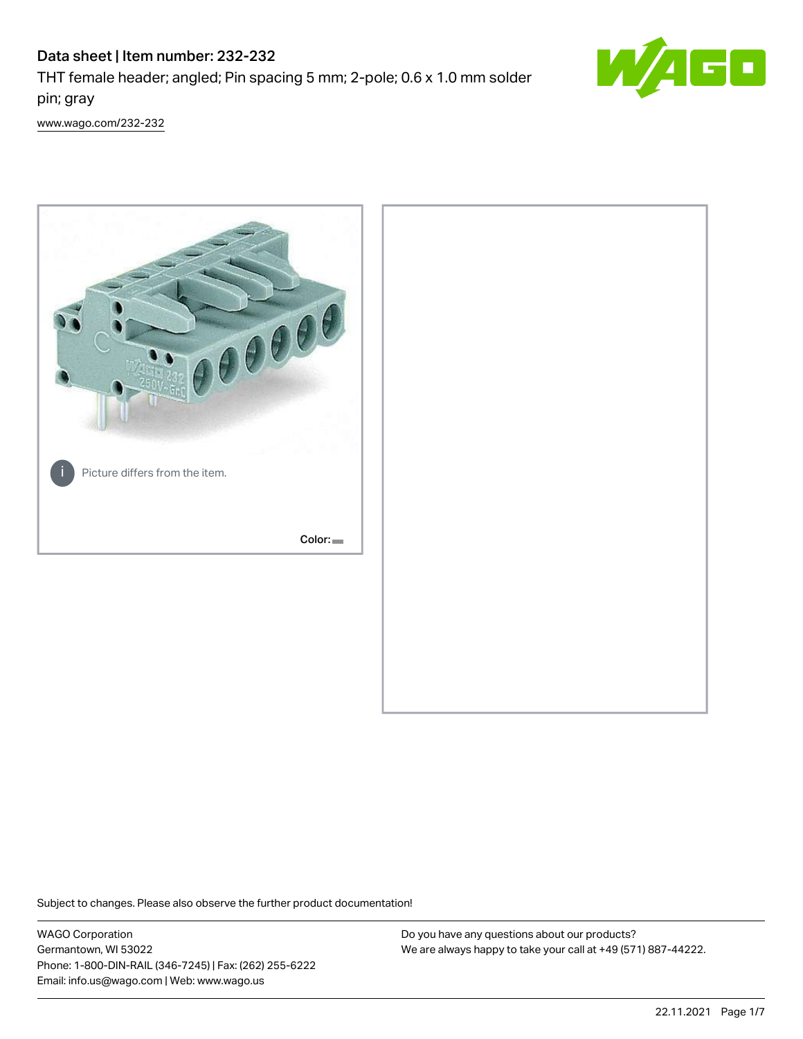# Data sheet | Item number: 232-232

THT female header; angled; Pin spacing 5 mm; 2-pole; 0.6 x 1.0 mm solder pin; gray

[www.wago.com/232-232](http://www.wago.com/232-232)

Picture differs from the item.

Color:

Subject to changes. Please also observe the further product documentation!

WAGO Corporation
Germantown, WI 53022
Phone: 1-800-DIN-RAIL (346-7245) | Fax: (262) 255-6222
Email: info.us@wago.com | Web: www.wago.us

Do you have any questions about our products?
We are always happy to take your call at +49 (571) 887-44222.

22.11.2021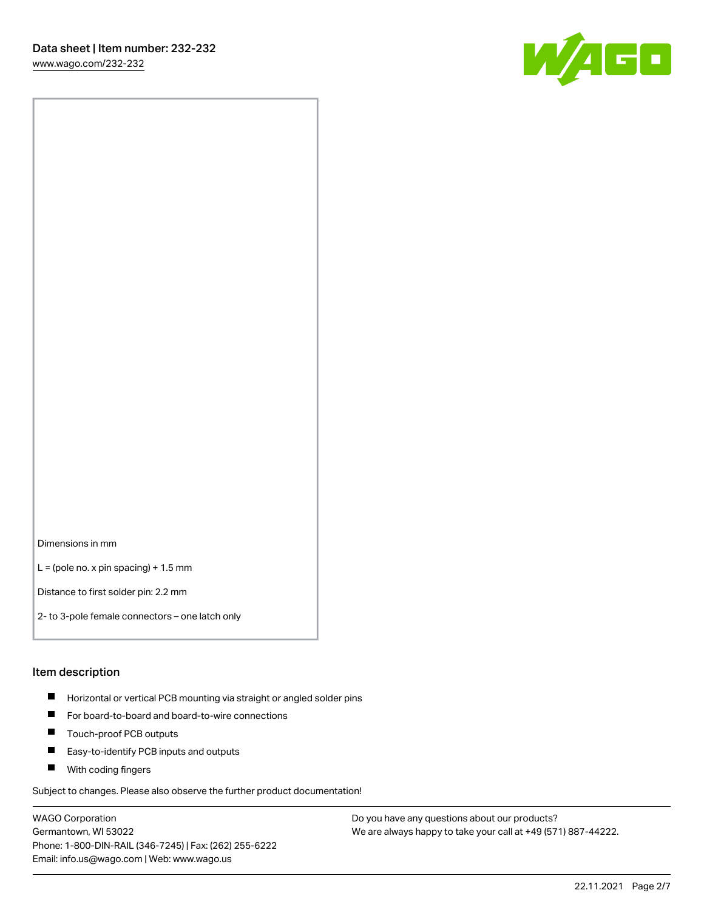Dimensions in mm

L = (pole no. x pin spacing) + 1.5 mm

Distance to first solder pin: 2.2 mm

2- to 3-pole female connectors – one latch only

## Item description

- Horizontal or vertical PCB mounting via straight or angled solder pins
- For board-to-board and board-to-wire connections
- Touch-proof PCB outputs
- Easy-to-identify PCB inputs and outputs
- With coding fingers

Subject to changes. Please also observe the further product documentation!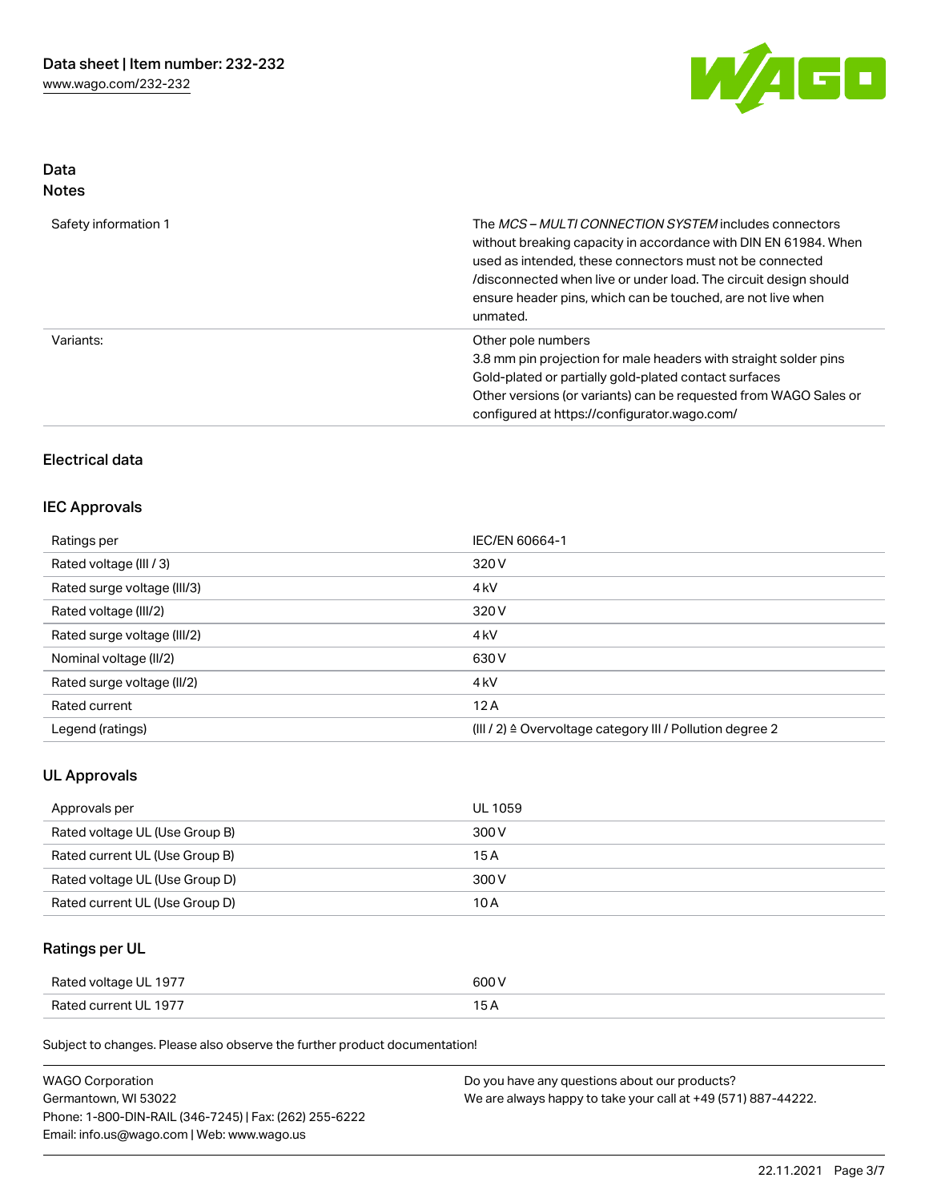## Data
### Notes

| | |
|---|---|
| Safety information 1 | The *MCS – MULTI CONNECTION SYSTEM* includes connectors without breaking capacity in accordance with DIN EN 61984. When used as intended, these connectors must not be connected /disconnected when live or under load. The circuit design should ensure header pins, which can be touched, are not live when unmated. |
| Variants: | Other pole numbers<br>3.8 mm pin projection for male headers with straight solder pins<br>Gold-plated or partially gold-plated contact surfaces<br>Other versions (or variants) can be requested from WAGO Sales or configured at https://configurator.wago.com/ |

## Electrical data

### IEC Approvals

| | |
|---|---|
| Ratings per | IEC/EN 60664-1 |
| Rated voltage (III / 3) | 320 V |
| Rated surge voltage (III/3) | 4 kV |
| Rated voltage (III/2) | 320 V |
| Rated surge voltage (III/2) | 4 kV |
| Nominal voltage (II/2) | 630 V |
| Rated surge voltage (II/2) | 4 kV |
| Rated current | 12 A |
| Legend (ratings) | (III / 2) ≙ Overvoltage category III / Pollution degree 2 |

### UL Approvals

| | |
|---|---|
| Approvals per | UL 1059 |
| Rated voltage UL (Use Group B) | 300 V |
| Rated current UL (Use Group B) | 15 A |
| Rated voltage UL (Use Group D) | 300 V |
| Rated current UL (Use Group D) | 10 A |

### Ratings per UL

| | |
|---|---|
| Rated voltage UL 1977 | 600 V |
| Rated current UL 1977 | 15 A |

Subject to changes. Please also observe the further product documentation!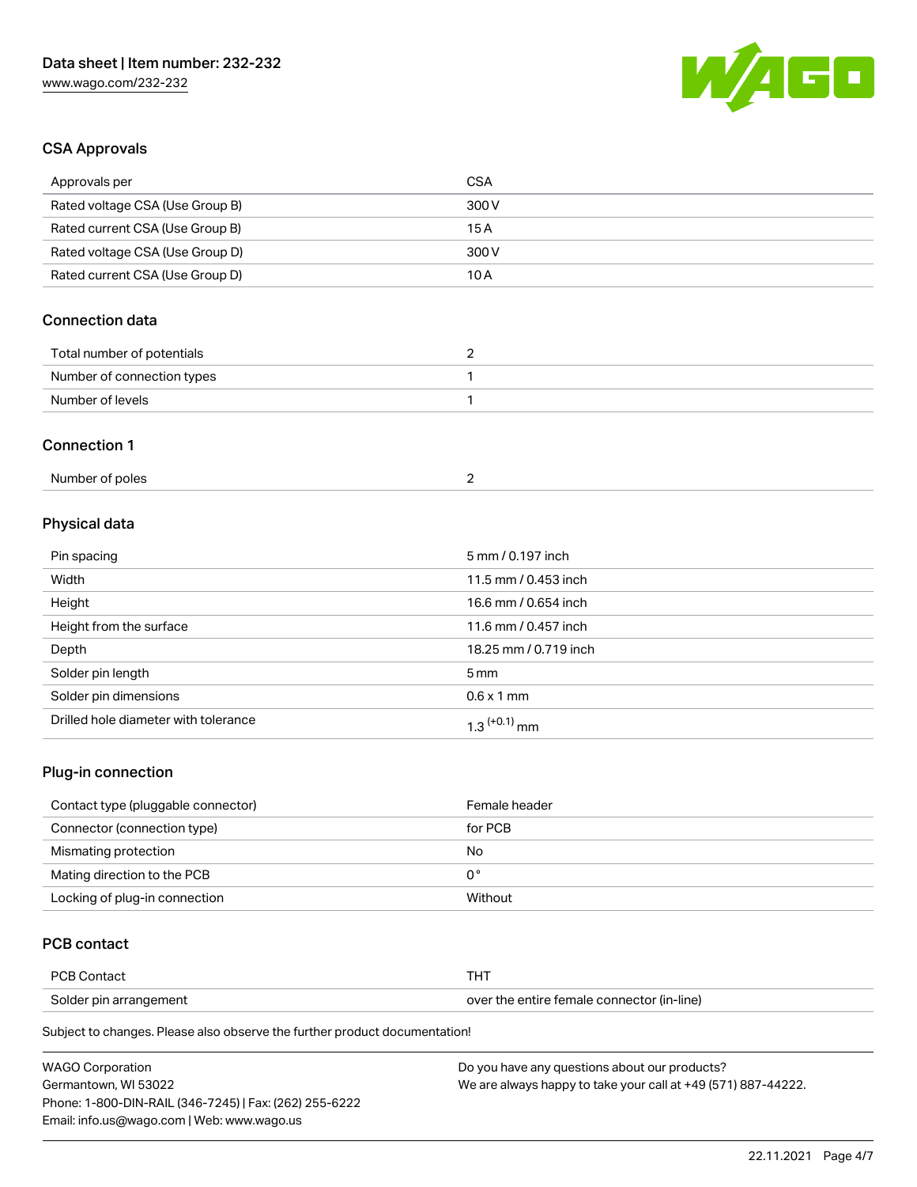## CSA Approvals

| Approvals per | CSA |
| --- | --- |
| Rated voltage CSA (Use Group B) | 300 V |
| Rated current CSA (Use Group B) | 15 A |
| Rated voltage CSA (Use Group D) | 300 V |
| Rated current CSA (Use Group D) | 10 A |

## Connection data

| | |
| --- | --- |
| Total number of potentials | 2 |
| Number of connection types | 1 |
| Number of levels | 1 |

## Connection 1

| | |
| --- | --- |
| Number of poles | 2 |

## Physical data

| | |
| --- | --- |
| Pin spacing | 5 mm / 0.197 inch |
| Width | 11.5 mm / 0.453 inch |
| Height | 16.6 mm / 0.654 inch |
| Height from the surface | 11.6 mm / 0.457 inch |
| Depth | 18.25 mm / 0.719 inch |
| Solder pin length | 5 mm |
| Solder pin dimensions | 0.6 x 1 mm |
| Drilled hole diameter with tolerance | $1.3^{(+0.1)}$ mm |

## Plug-in connection

| | |
| --- | --- |
| Contact type (pluggable connector) | Female header |
| Connector (connection type) | for PCB |
| Mismating protection | No |
| Mating direction to the PCB | 0 ° |
| Locking of plug-in connection | Without |

## PCB contact

| | |
| --- | --- |
| PCB Contact | THT |
| Solder pin arrangement | over the entire female connector (in-line) |

Subject to changes. Please also observe the further product documentation!

WAGO Corporation
Germantown, WI 53022
Phone: 1-800-DIN-RAIL (346-7245) | Fax: (262) 255-6222
Email: info.us@wago.com | Web: www.wago.us

Do you have any questions about our products?
We are always happy to take your call at +49 (571) 887-44222.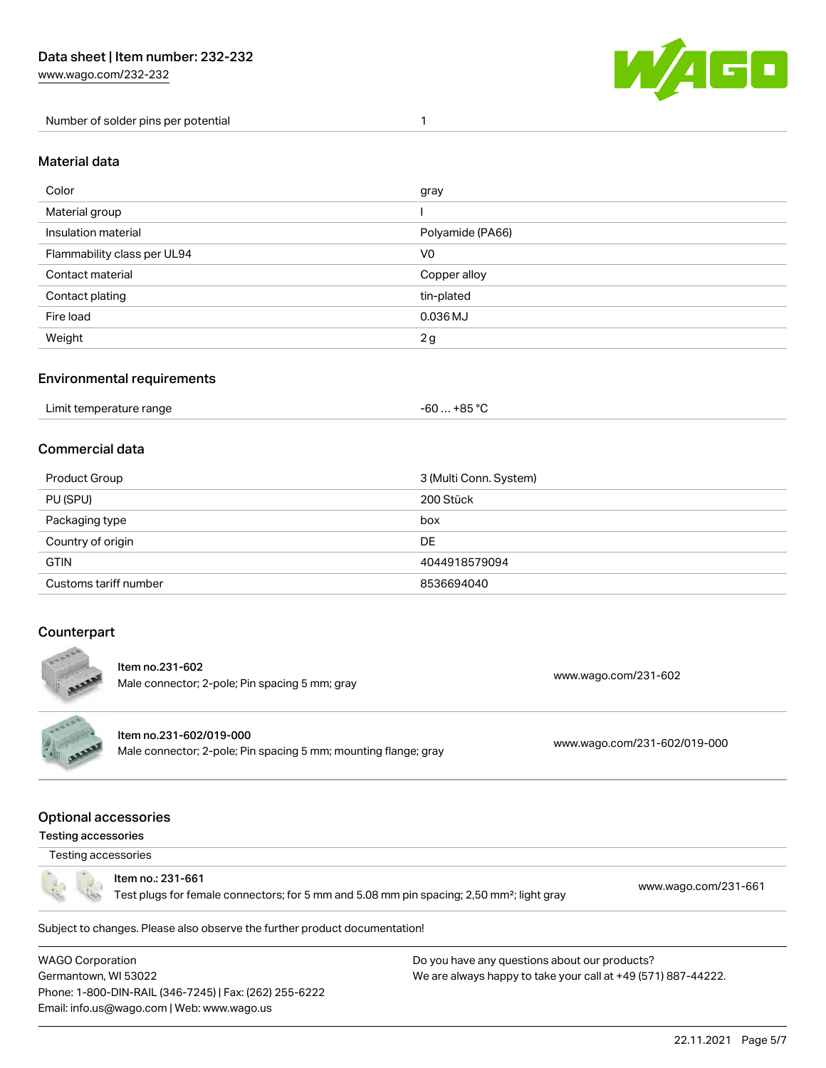| Number of solder pins per potential | 1 |
| --- | --- |

## Material data

| Color | gray |
| --- | --- |
| Material group | I |
| Insulation material | Polyamide (PA66) |
| Flammability class per UL94 | V0 |
| Contact material | Copper alloy |
| Contact plating | tin-plated |
| Fire load | 0.036 MJ |
| Weight | 2 g |

## Environmental requirements

| Limit temperature range | -60 … +85 °C |
| --- | --- |

## Commercial data

| Product Group | 3 (Multi Conn. System) |
| --- | --- |
| PU (SPU) | 200 Stück |
| Packaging type | box |
| Country of origin | DE |
| GTIN | 4044918579094 |
| Customs tariff number | 8536694040 |

## Counterpart

| Item | Link |
| --- | --- |
| Item no.231-602<br>Male connector; 2-pole; Pin spacing 5 mm; gray | www.wago.com/231-602 |
| Item no.231-602/019-000<br>Male connector; 2-pole; Pin spacing 5 mm; mounting flange; gray | www.wago.com/231-602/019-000 |

## Optional accessories

### Testing accessories

Testing accessories

| Item | Link |
| --- | --- |
| Item no.: 231-661<br>Test plugs for female connectors; for 5 mm and 5.08 mm pin spacing; 2,50 mm²; light gray | www.wago.com/231-661 |

Subject to changes. Please also observe the further product documentation!

WAGO Corporation
Germantown, WI 53022
Phone: 1-800-DIN-RAIL (346-7245) | Fax: (262) 255-6222
Email: info.us@wago.com | Web: www.wago.us

Do you have any questions about our products?
We are always happy to take your call at +49 (571) 887-44222.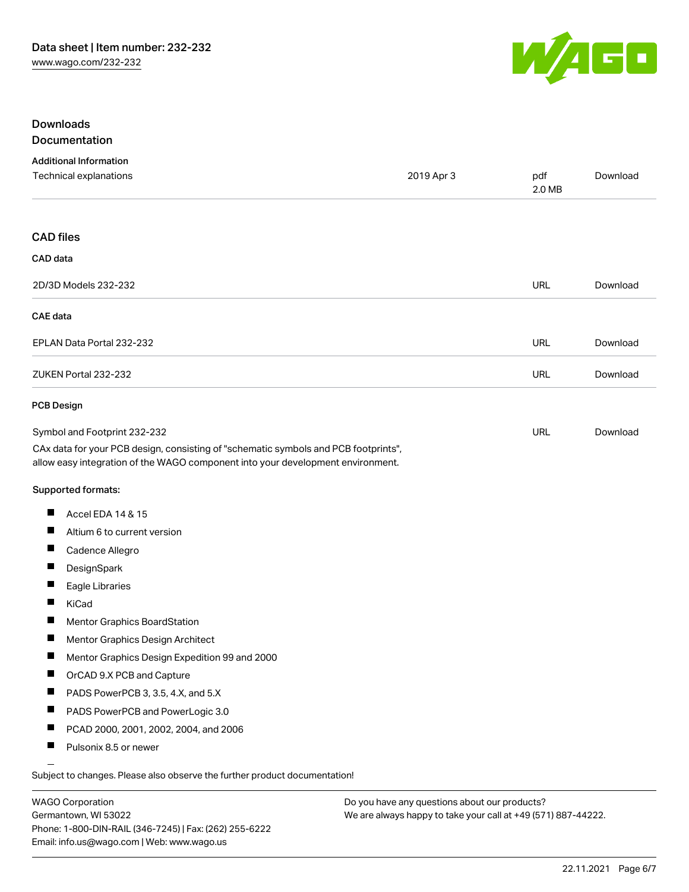## Downloads

### Documentation

**Additional Information**

| Technical explanations | 2019 Apr 3 | pdf 2.0 MB | Download |
|---|---|---|---|

### CAD files

**CAD data**

| 2D/3D Models 232-232 | URL | Download |
|---|---|---|

**CAE data**

| EPLAN Data Portal 232-232 | URL | Download |
|---|---|---|
| ZUKEN Portal 232-232 | URL | Download |

**PCB Design**

| Symbol and Footprint 232-232 | URL | Download |
|---|---|---|

CAx data for your PCB design, consisting of "schematic symbols and PCB footprints", allow easy integration of the WAGO component into your development environment.

**Supported formats:**

- Accel EDA 14 & 15
- Altium 6 to current version
- Cadence Allegro
- DesignSpark
- Eagle Libraries
- KiCad
- Mentor Graphics BoardStation
- Mentor Graphics Design Architect
- Mentor Graphics Design Expedition 99 and 2000
- OrCAD 9.X PCB and Capture
- PADS PowerPCB 3, 3.5, 4.X, and 5.X
- PADS PowerPCB and PowerLogic 3.0
- PCAD 2000, 2001, 2002, 2004, and 2006
- Pulsonix 8.5 or newer

Subject to changes. Please also observe the further product documentation!

WAGO Corporation
Germantown, WI 53022
Phone: 1-800-DIN-RAIL (346-7245) | Fax: (262) 255-6222
Email: info.us@wago.com | Web: www.wago.us

Do you have any questions about our products?
We are always happy to take your call at +49 (571) 887-44222.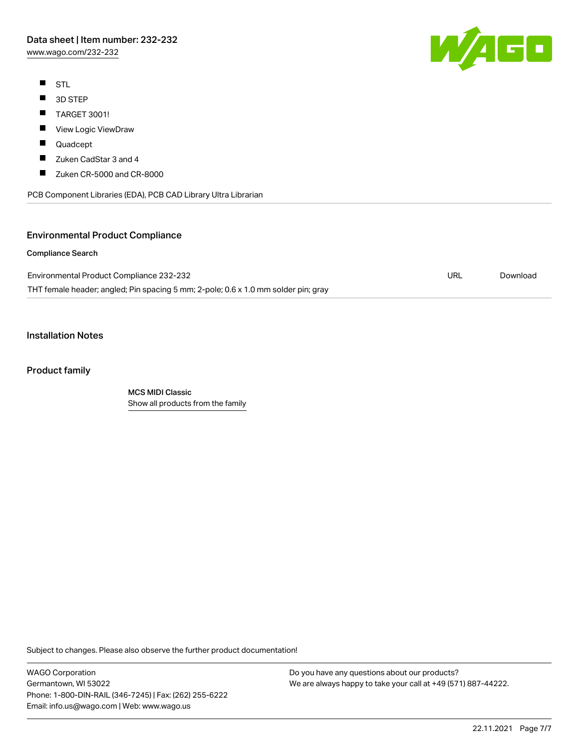- STL
- 3D STEP
- TARGET 3001!
- View Logic ViewDraw
- Quadcept
- Zuken CadStar 3 and 4
- Zuken CR-5000 and CR-8000

PCB Component Libraries (EDA), PCB CAD Library Ultra Librarian

## Environmental Product Compliance

**Compliance Search**

| | | |
|---|---|---|
| Environmental Product Compliance 232-232<br>THT female header; angled; Pin spacing 5 mm; 2-pole; 0.6 x 1.0 mm solder pin; gray | URL | Download |

## Installation Notes

## Product family

**MCS MIDI Classic**
Show all products from the family

Subject to changes. Please also observe the further product documentation!

WAGO Corporation
Germantown, WI 53022
Phone: 1-800-DIN-RAIL (346-7245) | Fax: (262) 255-6222
Email: info.us@wago.com | Web: www.wago.us

Do you have any questions about our products?
We are always happy to take your call at +49 (571) 887-44222.

22.11.2021